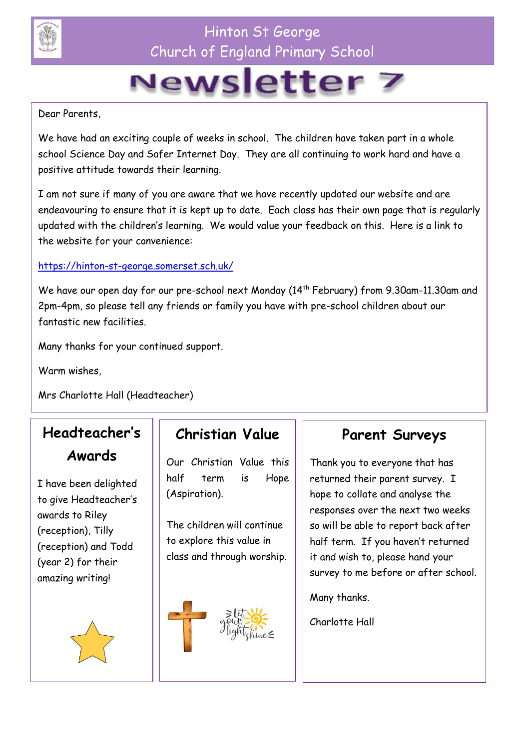# Hinton St George Church of England Primary School

# Newsletter 7

Dear Parents,

We have had an exciting couple of weeks in school. The children have taken part in a whole school Science Day and Safer Internet Day. They are all continuing to work hard and have a positive attitude towards their learning.

I am not sure if many of you are aware that we have recently updated our website and are endeavouring to ensure that it is kept up to date. Each class has their own page that is regularly updated with the children's learning. We would value your feedback on this. Here is a link to the website for your convenience:

https://hinton-st-george.somerset.sch.uk/

We have our open day for our pre-school next Monday (14th February) from 9.30am-11.30am and 2pm-4pm, so please tell any friends or family you have with pre-school children about our fantastic new facilities.

Many thanks for your continued support.

Warm wishes,

Mrs Charlotte Hall (Headteacher)

## Headteacher's Awards

I have been delighted to give Headteacher's awards to Riley (reception), Tilly (reception) and Todd (year 2) for their amazing writing!

## Christian Value

Our Christian Value this half term is Hope (Aspiration).

The children will continue to explore this value in class and through worship.

## Parent Surveys

Thank you to everyone that has returned their parent survey. I hope to collate and analyse the responses over the next two weeks so will be able to report back after half term. If you haven't returned it and wish to, please hand your survey to me before or after school.

Many thanks.

Charlotte Hall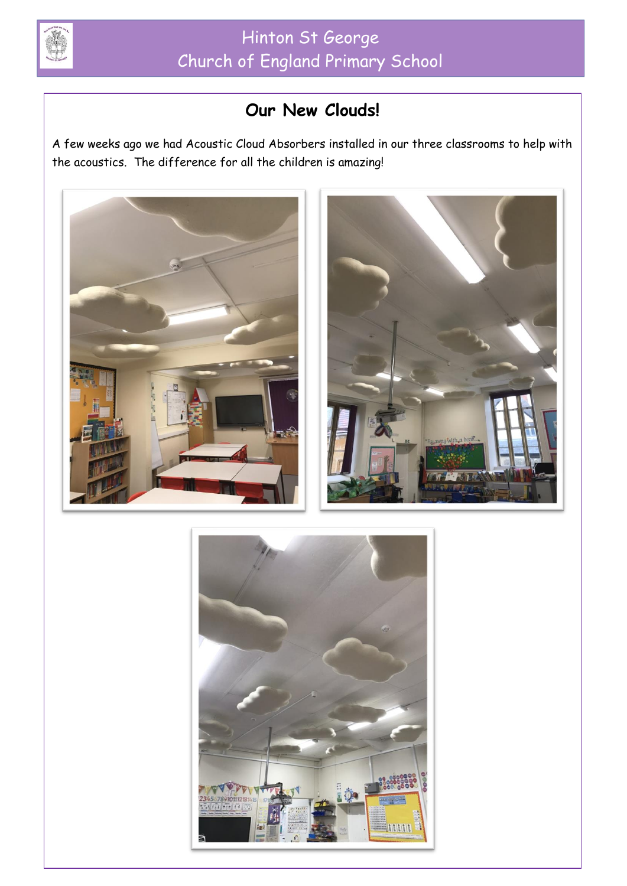## Our New Clouds!

A few weeks ago we had Acoustic Cloud Absorbers installed in our three classrooms to help with the acoustics. The difference for all the children is amazing!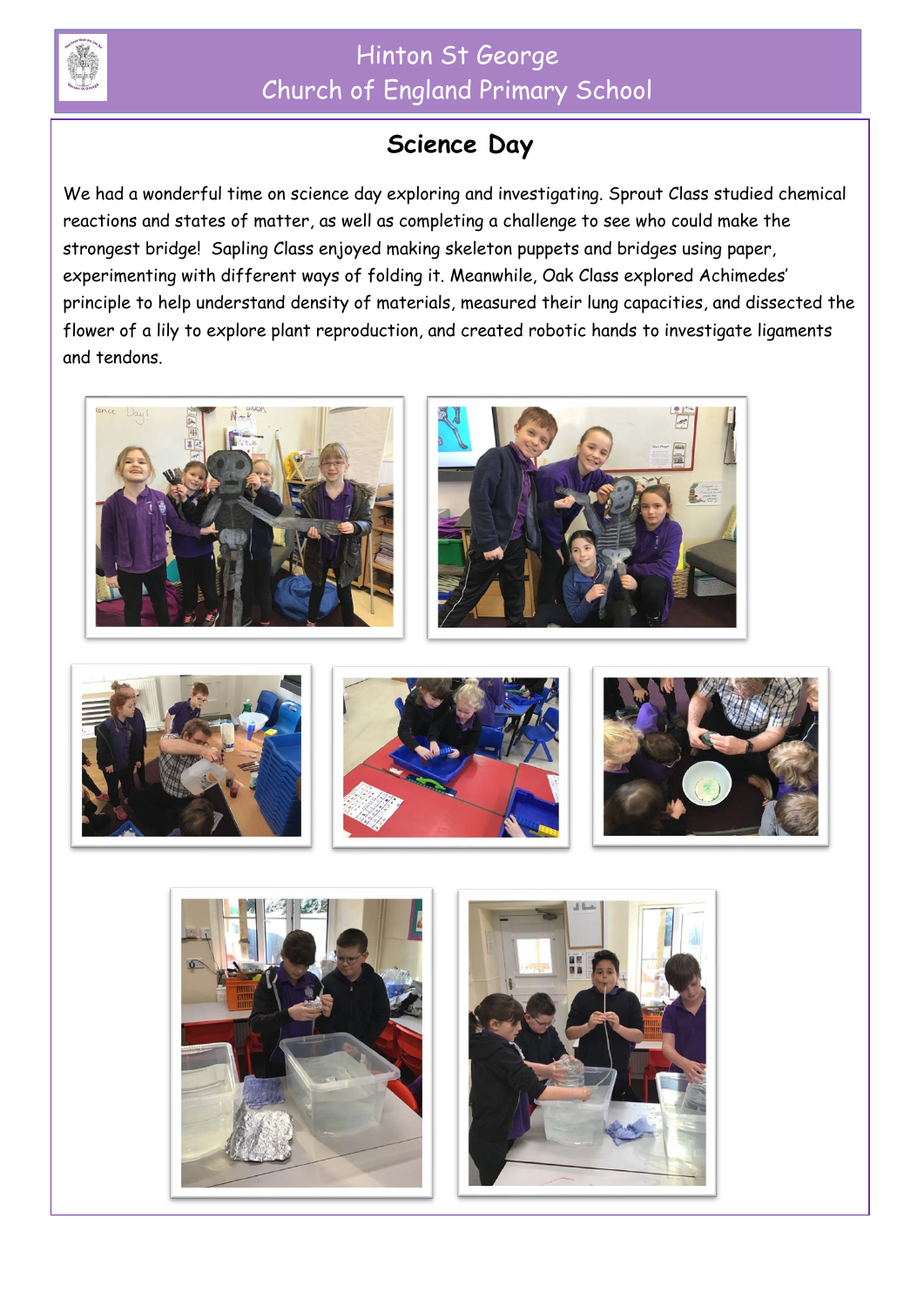Hinton St George Church of England Primary School

## Science Day

We had a wonderful time on science day exploring and investigating. Sprout Class studied chemical reactions and states of matter, as well as completing a challenge to see who could make the strongest bridge! Sapling Class enjoyed making skeleton puppets and bridges using paper, experimenting with different ways of folding it. Meanwhile, Oak Class explored Achimedes' principle to help understand density of materials, measured their lung capacities, and dissected the flower of a lily to explore plant reproduction, and created robotic hands to investigate ligaments and tendons.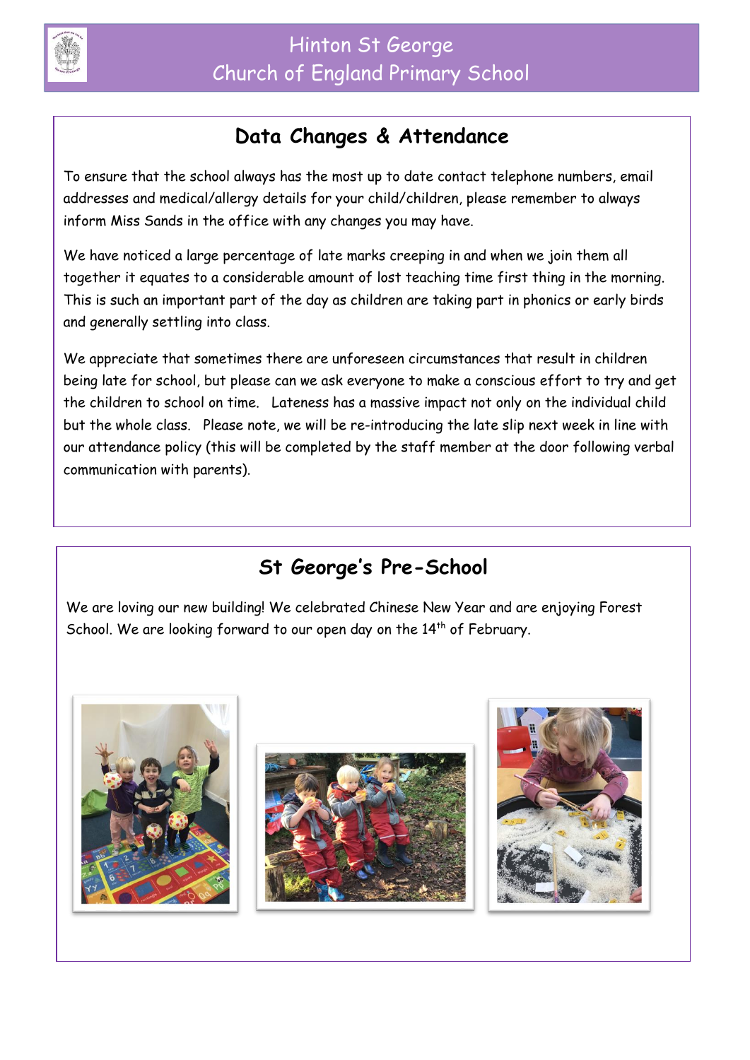# Data Changes & Attendance

To ensure that the school always has the most up to date contact telephone numbers, email addresses and medical/allergy details for your child/children, please remember to always inform Miss Sands in the office with any changes you may have.

We have noticed a large percentage of late marks creeping in and when we join them all together it equates to a considerable amount of lost teaching time first thing in the morning. This is such an important part of the day as children are taking part in phonics or early birds and generally settling into class.

We appreciate that sometimes there are unforeseen circumstances that result in children being late for school, but please can we ask everyone to make a conscious effort to try and get the children to school on time. Lateness has a massive impact not only on the individual child but the whole class. Please note, we will be re-introducing the late slip next week in line with our attendance policy (this will be completed by the staff member at the door following verbal communication with parents).

# St George's Pre-School

We are loving our new building! We celebrated Chinese New Year and are enjoying Forest School. We are looking forward to our open day on the 14th of February.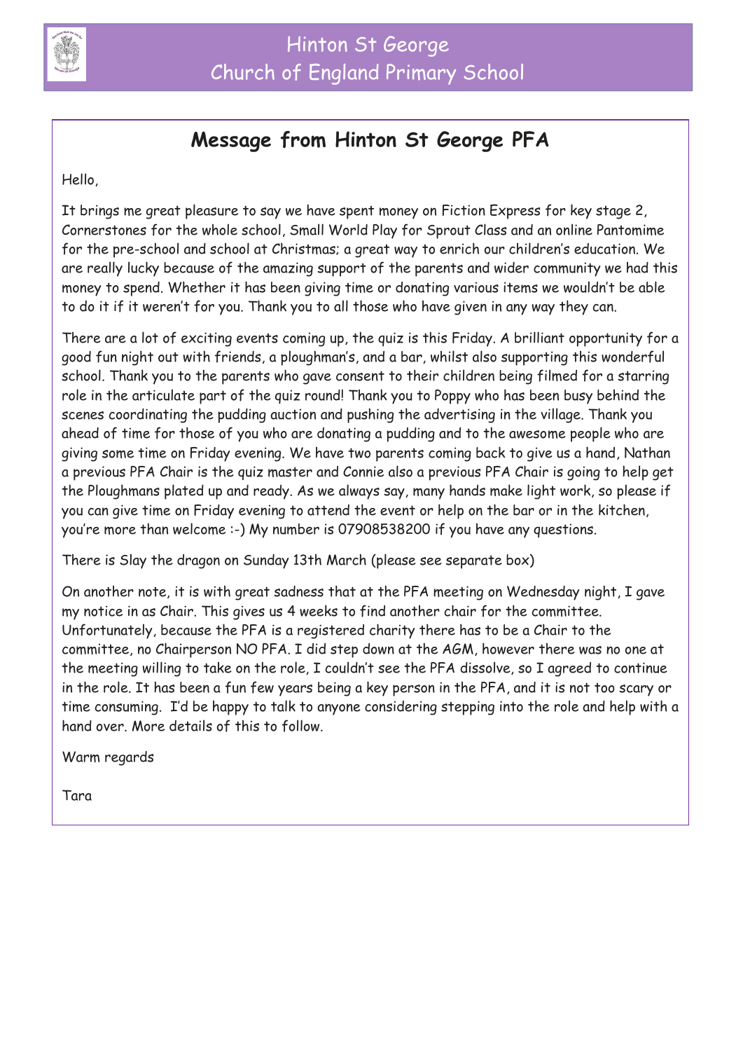# Message from Hinton St George PFA

Hello,

It brings me great pleasure to say we have spent money on Fiction Express for key stage 2, Cornerstones for the whole school, Small World Play for Sprout Class and an online Pantomime for the pre-school and school at Christmas; a great way to enrich our children's education. We are really lucky because of the amazing support of the parents and wider community we had this money to spend. Whether it has been giving time or donating various items we wouldn't be able to do it if it weren't for you. Thank you to all those who have given in any way they can.

There are a lot of exciting events coming up, the quiz is this Friday. A brilliant opportunity for a good fun night out with friends, a ploughman's, and a bar, whilst also supporting this wonderful school. Thank you to the parents who gave consent to their children being filmed for a starring role in the articulate part of the quiz round! Thank you to Poppy who has been busy behind the scenes coordinating the pudding auction and pushing the advertising in the village. Thank you ahead of time for those of you who are donating a pudding and to the awesome people who are giving some time on Friday evening. We have two parents coming back to give us a hand, Nathan a previous PFA Chair is the quiz master and Connie also a previous PFA Chair is going to help get the Ploughmans plated up and ready. As we always say, many hands make light work, so please if you can give time on Friday evening to attend the event or help on the bar or in the kitchen, you're more than welcome :-) My number is 07908538200 if you have any questions.

There is Slay the dragon on Sunday 13th March (please see separate box)

On another note, it is with great sadness that at the PFA meeting on Wednesday night, I gave my notice in as Chair. This gives us 4 weeks to find another chair for the committee. Unfortunately, because the PFA is a registered charity there has to be a Chair to the committee, no Chairperson NO PFA. I did step down at the AGM, however there was no one at the meeting willing to take on the role, I couldn't see the PFA dissolve, so I agreed to continue in the role. It has been a fun few years being a key person in the PFA, and it is not too scary or time consuming. I'd be happy to talk to anyone considering stepping into the role and help with a hand over. More details of this to follow.

Warm regards

Tara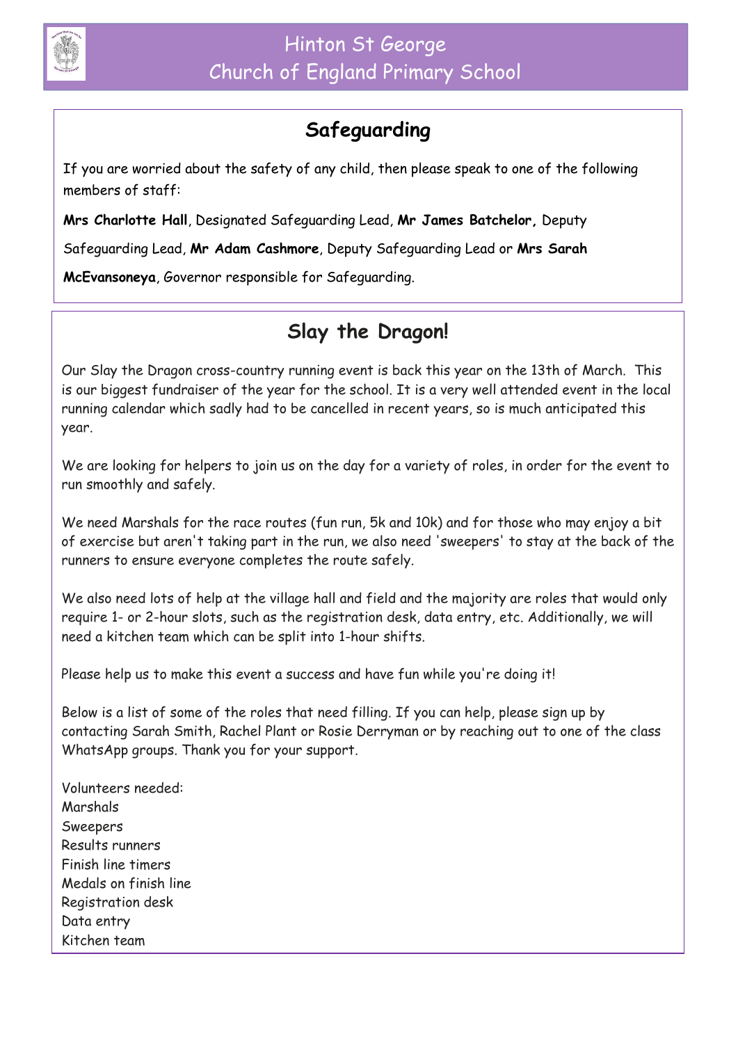## Safeguarding

If you are worried about the safety of any child, then please speak to one of the following members of staff:

**Mrs Charlotte Hall**, Designated Safeguarding Lead, **Mr James Batchelor,** Deputy Safeguarding Lead, **Mr Adam Cashmore**, Deputy Safeguarding Lead or **Mrs Sarah McEvansoneya**, Governor responsible for Safeguarding.

## Slay the Dragon!

Our Slay the Dragon cross-country running event is back this year on the 13th of March. This is our biggest fundraiser of the year for the school. It is a very well attended event in the local running calendar which sadly had to be cancelled in recent years, so is much anticipated this year.

We are looking for helpers to join us on the day for a variety of roles, in order for the event to run smoothly and safely.

We need Marshals for the race routes (fun run, 5k and 10k) and for those who may enjoy a bit of exercise but aren't taking part in the run, we also need 'sweepers' to stay at the back of the runners to ensure everyone completes the route safely.

We also need lots of help at the village hall and field and the majority are roles that would only require 1- or 2-hour slots, such as the registration desk, data entry, etc. Additionally, we will need a kitchen team which can be split into 1-hour shifts.

Please help us to make this event a success and have fun while you're doing it!

Below is a list of some of the roles that need filling. If you can help, please sign up by contacting Sarah Smith, Rachel Plant or Rosie Derryman or by reaching out to one of the class WhatsApp groups. Thank you for your support.

Volunteers needed:
Marshals
Sweepers
Results runners
Finish line timers
Medals on finish line
Registration desk
Data entry
Kitchen team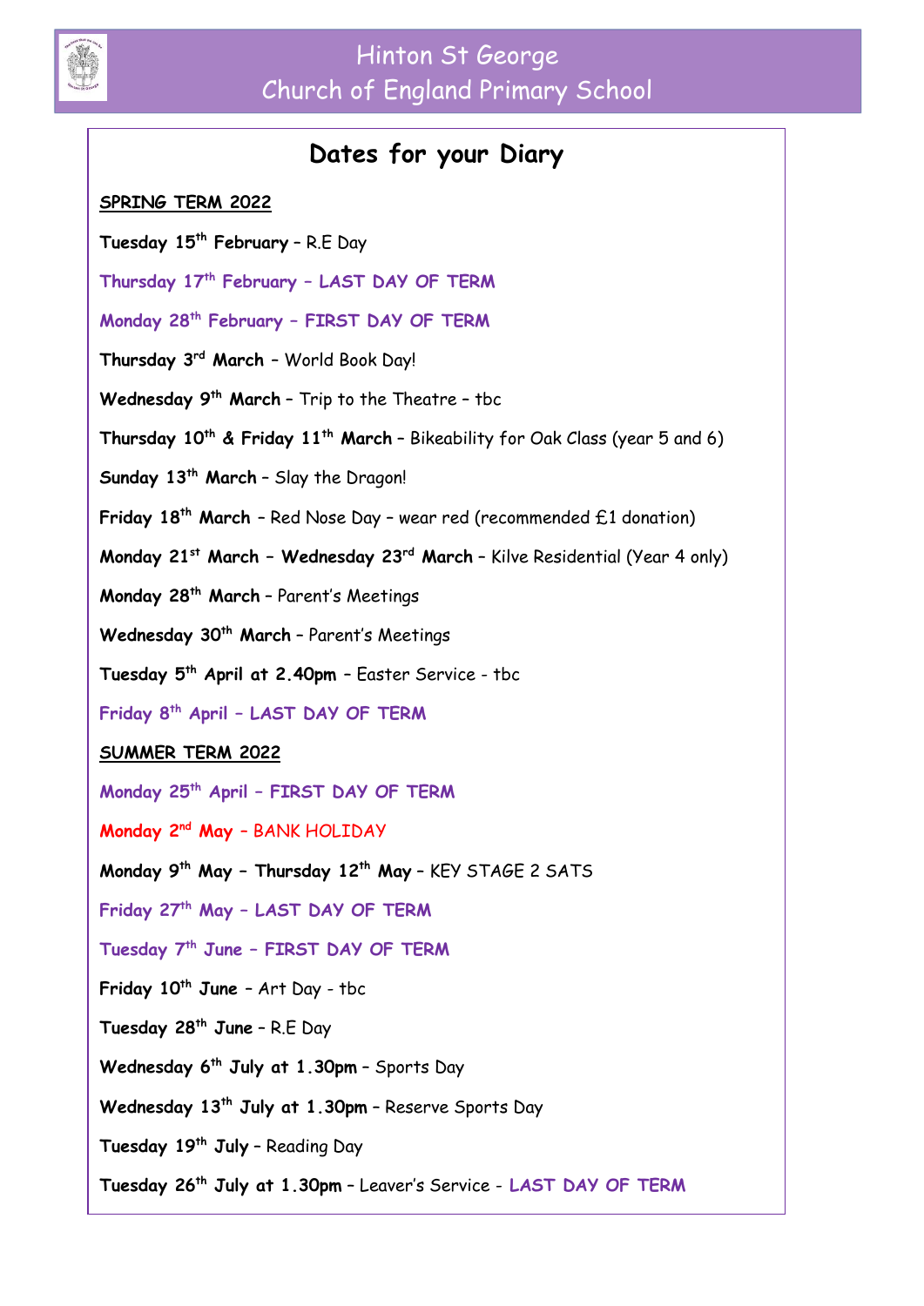# Hinton St George Church of England Primary School

## Dates for your Diary

**SPRING TERM 2022**

**Tuesday 15th February** – R.E Day

**Thursday 17th February – LAST DAY OF TERM**

**Monday 28th February – FIRST DAY OF TERM**

**Thursday 3rd March** – World Book Day!

**Wednesday 9th March** – Trip to the Theatre – tbc

**Thursday 10th & Friday 11th March** – Bikeability for Oak Class (year 5 and 6)

**Sunday 13th March** – Slay the Dragon!

**Friday 18th March** – Red Nose Day – wear red (recommended £1 donation)

**Monday 21st March – Wednesday 23rd March** – Kilve Residential (Year 4 only)

**Monday 28th March** – Parent's Meetings

**Wednesday 30th March** – Parent's Meetings

**Tuesday 5th April at 2.40pm** – Easter Service - tbc

**Friday 8th April – LAST DAY OF TERM**

**SUMMER TERM 2022**

**Monday 25th April – FIRST DAY OF TERM**

**Monday 2nd May** – BANK HOLIDAY

**Monday 9th May – Thursday 12th May** – KEY STAGE 2 SATS

**Friday 27th May – LAST DAY OF TERM**

**Tuesday 7th June – FIRST DAY OF TERM**

**Friday 10th June** – Art Day - tbc

**Tuesday 28th June** – R.E Day

**Wednesday 6th July at 1.30pm** – Sports Day

**Wednesday 13th July at 1.30pm** – Reserve Sports Day

**Tuesday 19th July** – Reading Day

**Tuesday 26th July at 1.30pm** – Leaver's Service - **LAST DAY OF TERM**